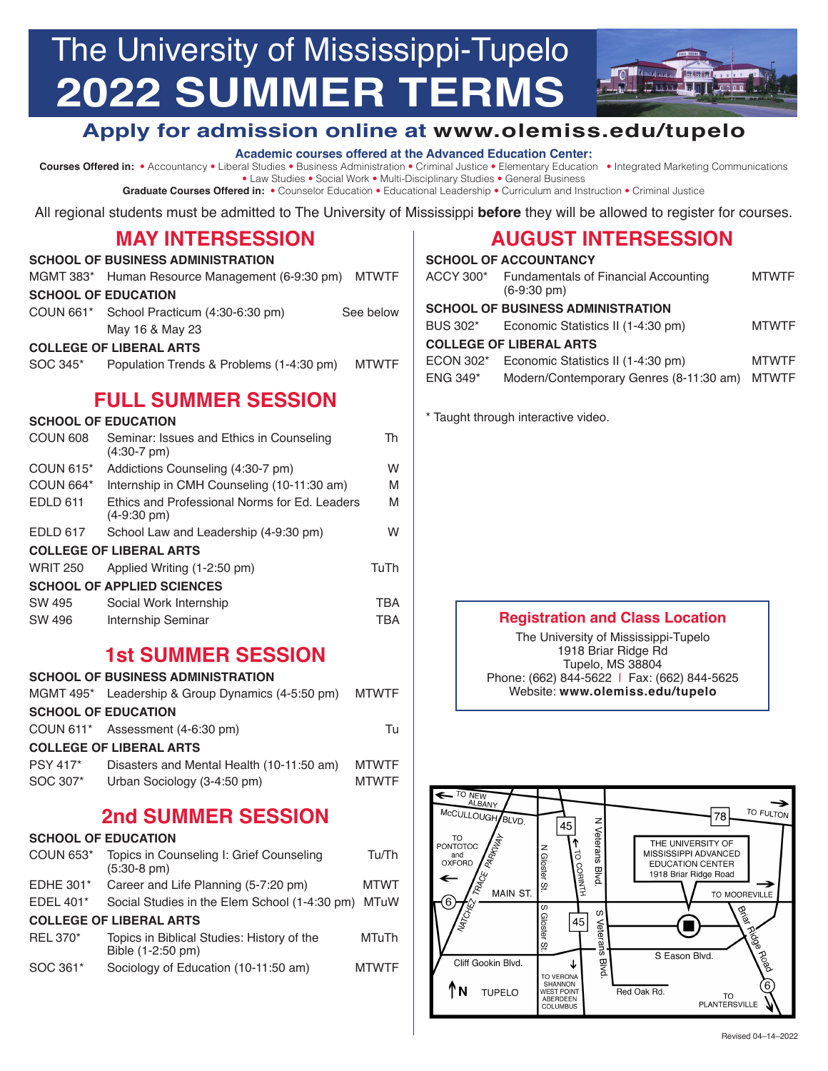# The University of Mississippi-Tupelo
# 2022 SUMMER TERMS

## Apply for admission online at www.olemiss.edu/tupelo

**Academic courses offered at the Advanced Education Center:**

**Courses Offered in:** • Accountancy • Liberal Studies • Business Administration • Criminal Justice • Elementary Education • Integrated Marketing Communications • Law Studies • Social Work • Multi-Disciplinary Studies • General Business

**Graduate Courses Offered in:** • Counselor Education • Educational Leadership • Curriculum and Instruction • Criminal Justice

All regional students must be admitted to The University of Mississippi **before** they will be allowed to register for courses.

## MAY INTERSESSION

**SCHOOL OF BUSINESS ADMINISTRATION**

| | | |
|---|---|---|
| MGMT 383* | Human Resource Management (6-9:30 pm) | MTWTF |

**SCHOOL OF EDUCATION**

| | | |
|---|---|---|
| COUN 661* | School Practicum (4:30-6:30 pm) May 16 & May 23 | See below |

**COLLEGE OF LIBERAL ARTS**

| | | |
|---|---|---|
| SOC 345* | Population Trends & Problems (1-4:30 pm) | MTWTF |

## FULL SUMMER SESSION

**SCHOOL OF EDUCATION**

| | | |
|---|---|---|
| COUN 608 | Seminar: Issues and Ethics in Counseling (4:30-7 pm) | Th |
| COUN 615* | Addictions Counseling (4:30-7 pm) | W |
| COUN 664* | Internship in CMH Counseling (10-11:30 am) | M |
| EDLD 611 | Ethics and Professional Norms for Ed. Leaders (4-9:30 pm) | M |
| EDLD 617 | School Law and Leadership (4-9:30 pm) | W |

**COLLEGE OF LIBERAL ARTS**

| | | |
|---|---|---|
| WRIT 250 | Applied Writing (1-2:50 pm) | TuTh |

**SCHOOL OF APPLIED SCIENCES**

| | | |
|---|---|---|
| SW 495 | Social Work Internship | TBA |
| SW 496 | Internship Seminar | TBA |

## 1st SUMMER SESSION

**SCHOOL OF BUSINESS ADMINISTRATION**

| | | |
|---|---|---|
| MGMT 495* | Leadership & Group Dynamics (4-5:50 pm) | MTWTF |

**SCHOOL OF EDUCATION**

| | | |
|---|---|---|
| COUN 611* | Assessment (4-6:30 pm) | Tu |

**COLLEGE OF LIBERAL ARTS**

| | | |
|---|---|---|
| PSY 417* | Disasters and Mental Health (10-11:50 am) | MTWTF |
| SOC 307* | Urban Sociology (3-4:50 pm) | MTWTF |

## 2nd SUMMER SESSION

**SCHOOL OF EDUCATION**

| | | |
|---|---|---|
| COUN 653* | Topics in Counseling I: Grief Counseling (5:30-8 pm) | Tu/Th |
| EDHE 301* | Career and Life Planning (5-7:20 pm) | MTWT |
| EDEL 401* | Social Studies in the Elem School (1-4:30 pm) | MTuW |

**COLLEGE OF LIBERAL ARTS**

| | | |
|---|---|---|
| REL 370* | Topics in Biblical Studies: History of the Bible (1-2:50 pm) | MTuTh |
| SOC 361* | Sociology of Education (10-11:50 am) | MTWTF |

## AUGUST INTERSESSION

**SCHOOL OF ACCOUNTANCY**

| | | |
|---|---|---|
| ACCY 300* | Fundamentals of Financial Accounting (6-9:30 pm) | MTWTF |

**SCHOOL OF BUSINESS ADMINISTRATION**

| | | |
|---|---|---|
| BUS 302* | Economic Statistics II (1-4:30 pm) | MTWTF |

**COLLEGE OF LIBERAL ARTS**

| | | |
|---|---|---|
| ECON 302* | Economic Statistics II (1-4:30 pm) | MTWTF |
| ENG 349* | Modern/Contemporary Genres (8-11:30 am) | MTWTF |

* Taught through interactive video.

### Registration and Class Location

The University of Mississippi-Tupelo
1918 Briar Ridge Rd
Tupelo, MS 38804
Phone: (662) 844-5622 | Fax: (662) 844-5625
Website: **www.olemiss.edu/tupelo**

TO NEW ALBANY · McCULLOUGH BLVD. · 45 · 78 · TO FULTON · TO PONTOTOC and OXFORD · NATCHEZ TRACE PARKWAY · N Gloster St. · TO CORINTH · N Veterans Blvd. · THE UNIVERSITY OF MISSISSIPPI ADVANCED EDUCATION CENTER 1918 Briar Ridge Road · TO MOOREVILLE · 6 · MAIN ST. · S Gloster St. · 45 · S Veterans Blvd. · Briar Ridge Road · S Eason Blvd. · Cliff Gookin Blvd. · TO VERONA SHANNON WEST POINT ABERDEEN COLUMBUS · Red Oak Rd. · 6 · TO PLANTERSVILLE · N · TUPELO

Revised 04–14–2022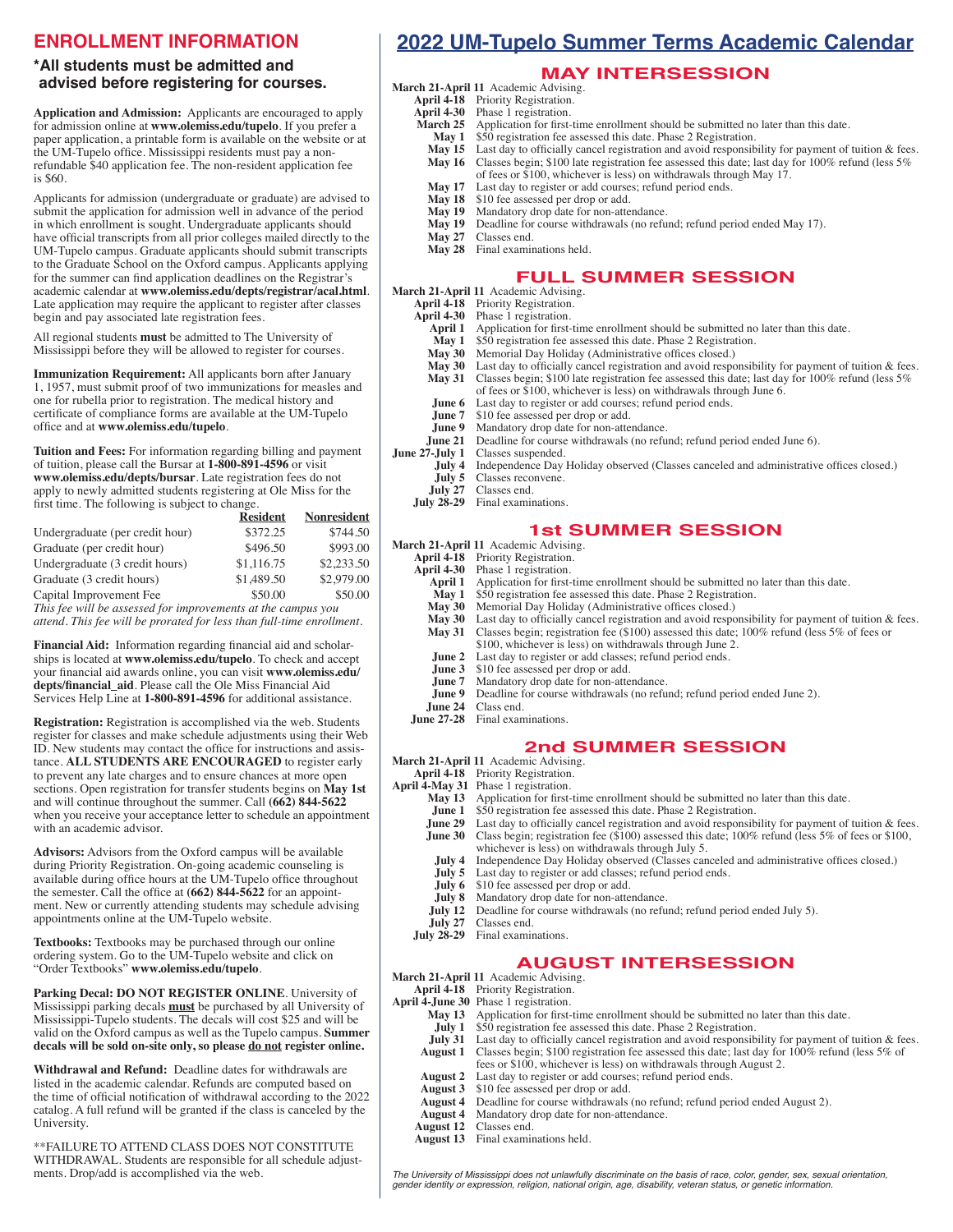## ENROLLMENT INFORMATION

### *All students must be admitted and advised before registering for courses.

**Application and Admission:** Applicants are encouraged to apply for admission online at **www.olemiss.edu/tupelo**. If you prefer a paper application, a printable form is available on the website or at the UM-Tupelo office. Mississippi residents must pay a non-refundable $40 application fee. The non-resident application fee is $60.

Applicants for admission (undergraduate or graduate) are advised to submit the application for admission well in advance of the period in which enrollment is sought. Undergraduate applicants should have official transcripts from all prior colleges mailed directly to the UM-Tupelo campus. Graduate applicants should submit transcripts to the Graduate School on the Oxford campus. Applicants applying for the summer can find application deadlines on the Registrar's academic calendar at **www.olemiss.edu/depts/registrar/acal.html**. Late application may require the applicant to register after classes begin and pay associated late registration fees.

All regional students **must** be admitted to The University of Mississippi before they will be allowed to register for courses.

**Immunization Requirement:** All applicants born after January 1, 1957, must submit proof of two immunizations for measles and one for rubella prior to registration. The medical history and certificate of compliance forms are available at the UM-Tupelo office and at **www.olemiss.edu/tupelo**.

**Tuition and Fees:** For information regarding billing and payment of tuition, please call the Bursar at **1-800-891-4596** or visit **www.olemiss.edu/depts/bursar**. Late registration fees do not apply to newly admitted students registering at Ole Miss for the first time. The following is subject to change.

| | Resident | Nonresident |
|---|---|---|
| Undergraduate (per credit hour) | $372.25 | $744.50 |
| Graduate (per credit hour) | $496.50 | $993.00 |
| Undergraduate (3 credit hours) | $1,116.75 | $2,233.50 |
| Graduate (3 credit hours) | $1,489.50 | $2,979.00 |
| Capital Improvement Fee | $50.00 | $50.00 |

*This fee will be assessed for improvements at the campus you attend. This fee will be prorated for less than full-time enrollment.*

**Financial Aid:** Information regarding financial aid and scholarships is located at **www.olemiss.edu/tupelo**. To check and accept your financial aid awards online, you can visit **www.olemiss.edu/depts/financial_aid**. Please call the Ole Miss Financial Aid Services Help Line at **1-800-891-4596** for additional assistance.

**Registration:** Registration is accomplished via the web. Students register for classes and make schedule adjustments using their Web ID. New students may contact the office for instructions and assistance. **ALL STUDENTS ARE ENCOURAGED** to register early to prevent any late charges and to ensure chances at more open sections. Open registration for transfer students begins on **May 1st** and will continue throughout the summer. Call **(662) 844-5622** when you receive your acceptance letter to schedule an appointment with an academic advisor.

**Advisors:** Advisors from the Oxford campus will be available during Priority Registration. On-going academic counseling is available during office hours at the UM-Tupelo office throughout the semester. Call the office at **(662) 844-5622** for an appointment. New or currently attending students may schedule advising appointments online at the UM-Tupelo website.

**Textbooks:** Textbooks may be purchased through our online ordering system. Go to the UM-Tupelo website and click on "Order Textbooks" **www.olemiss.edu/tupelo**.

**Parking Decal: DO NOT REGISTER ONLINE**. University of Mississippi parking decals **must** be purchased by all University of Mississippi-Tupelo students. The decals will cost $25 and will be valid on the Oxford campus as well as the Tupelo campus. **Summer decals will be sold on-site only, so please do not register online.**

**Withdrawal and Refund:** Deadline dates for withdrawals are listed in the academic calendar. Refunds are computed based on the time of official notification of withdrawal according to the 2022 catalog. A full refund will be granted if the class is canceled by the University.

**FAILURE TO ATTEND CLASS DOES NOT CONSTITUTE WITHDRAWAL. Students are responsible for all schedule adjustments. Drop/add is accomplished via the web.

## 2022 UM-Tupelo Summer Terms Academic Calendar

### MAY INTERSESSION

- **March 21-April 11** Academic Advising.
- **April 4-18** Priority Registration.
- **April 4-30** Phase 1 registration.
- **March 25** Application for first-time enrollment should be submitted no later than this date.
- **May 1** $50 registration fee assessed this date. Phase 2 Registration.
- **May 15** Last day to officially cancel registration and avoid responsibility for payment of tuition & fees.
- **May 16** Classes begin; $100 late registration fee assessed this date; last day for 100% refund (less 5% of fees or $100, whichever is less) on withdrawals through May 17.
- **May 17** Last day to register or add courses; refund period ends.
- **May 18** $10 fee assessed per drop or add.
- **May 19** Mandatory drop date for non-attendance.
- **May 19** Deadline for course withdrawals (no refund; refund period ended May 17).
- **May 27** Classes end.
- **May 28** Final examinations held.

### FULL SUMMER SESSION

- **March 21-April 11** Academic Advising.
- **April 4-18** Priority Registration.
- **April 4-30** Phase 1 registration.
- **April 1** Application for first-time enrollment should be submitted no later than this date.
- **May 1** $50 registration fee assessed this date. Phase 2 Registration.
- **May 30** Memorial Day Holiday (Administrative offices closed.)
- **May 30** Last day to officially cancel registration and avoid responsibility for payment of tuition & fees.
- **May 31** Classes begin; $100 late registration fee assessed this date; last day for 100% refund (less 5% of fees or $100, whichever is less) on withdrawals through June 6.
- **June 6** Last day to register or add courses; refund period ends.
- **June 7** $10 fee assessed per drop or add.
- **June 9** Mandatory drop date for non-attendance.
- **June 21** Deadline for course withdrawals (no refund; refund period ended June 6).
- **June 27-July 1** Classes suspended.
- **July 4** Independence Day Holiday observed (Classes canceled and administrative offices closed.)
- **July 5** Classes reconvene.
- **July 27** Classes end.
- **July 28-29** Final examinations.

### 1st SUMMER SESSION

- **March 21-April 11** Academic Advising.
- **April 4-18** Priority Registration.
- **April 4-30** Phase 1 registration.
- **April 1** Application for first-time enrollment should be submitted no later than this date.
- **May 1** $50 registration fee assessed this date. Phase 2 Registration.
- **May 30** Memorial Day Holiday (Administrative offices closed.)
- **May 30** Last day to officially cancel registration and avoid responsibility for payment of tuition & fees.
- **May 31** Classes begin; registration fee ($100) assessed this date; 100% refund (less 5% of fees or $100, whichever is less) on withdrawals through June 2.
- **June 2** Last day to register or add classes; refund period ends.
- **June 3** $10 fee assessed per drop or add.
- **June 7** Mandatory drop date for non-attendance.
- **June 9** Deadline for course withdrawals (no refund; refund period ended June 2).
- **June 24** Class end.
- **June 27-28** Final examinations.

### 2nd SUMMER SESSION

- **March 21-April 11** Academic Advising.
- **April 4-18** Priority Registration.
- **April 4-May 31** Phase 1 registration.
- **May 13** Application for first-time enrollment should be submitted no later than this date.
- **June 1** $50 registration fee assessed this date. Phase 2 Registration.
- **June 29** Last day to officially cancel registration and avoid responsibility for payment of tuition & fees.
- **June 30** Class begin; registration fee ($100) assessed this date; 100% refund (less 5% of fees or $100, whichever is less) on withdrawals through July 5.
- **July 4** Independence Day Holiday observed (Classes canceled and administrative offices closed.)
- **July 5** Last day to register or add classes; refund period ends.
- **July 6** $10 fee assessed per drop or add.
- **July 8** Mandatory drop date for non-attendance.
- **July 12** Deadline for course withdrawals (no refund; refund period ended July 5).
- **July 27** Classes end.
- **July 28-29** Final examinations.

### AUGUST INTERSESSION

- **March 21-April 11** Academic Advising.
- **April 4-18** Priority Registration.
- **April 4-June 30** Phase 1 registration.
- **May 13** Application for first-time enrollment should be submitted no later than this date.
- **July 1** $50 registration fee assessed this date. Phase 2 Registration.
- **July 31** Last day to officially cancel registration and avoid responsibility for payment of tuition & fees.
- **August 1** Classes begin; $100 registration fee assessed this date; last day for 100% refund (less 5% of fees or $100, whichever is less) on withdrawals through August 2.
- **August 2** Last day to register or add courses; refund period ends.
- **August 3** $10 fee assessed per drop or add.
- **August 4** Deadline for course withdrawals (no refund; refund period ended August 2).
- **August 4** Mandatory drop date for non-attendance.
- **August 12** Classes end.
- **August 13** Final examinations held.

*The University of Mississippi does not unlawfully discriminate on the basis of race, color, gender, sex, sexual orientation, gender identity or expression, religion, national origin, age, disability, veteran status, or genetic information.*